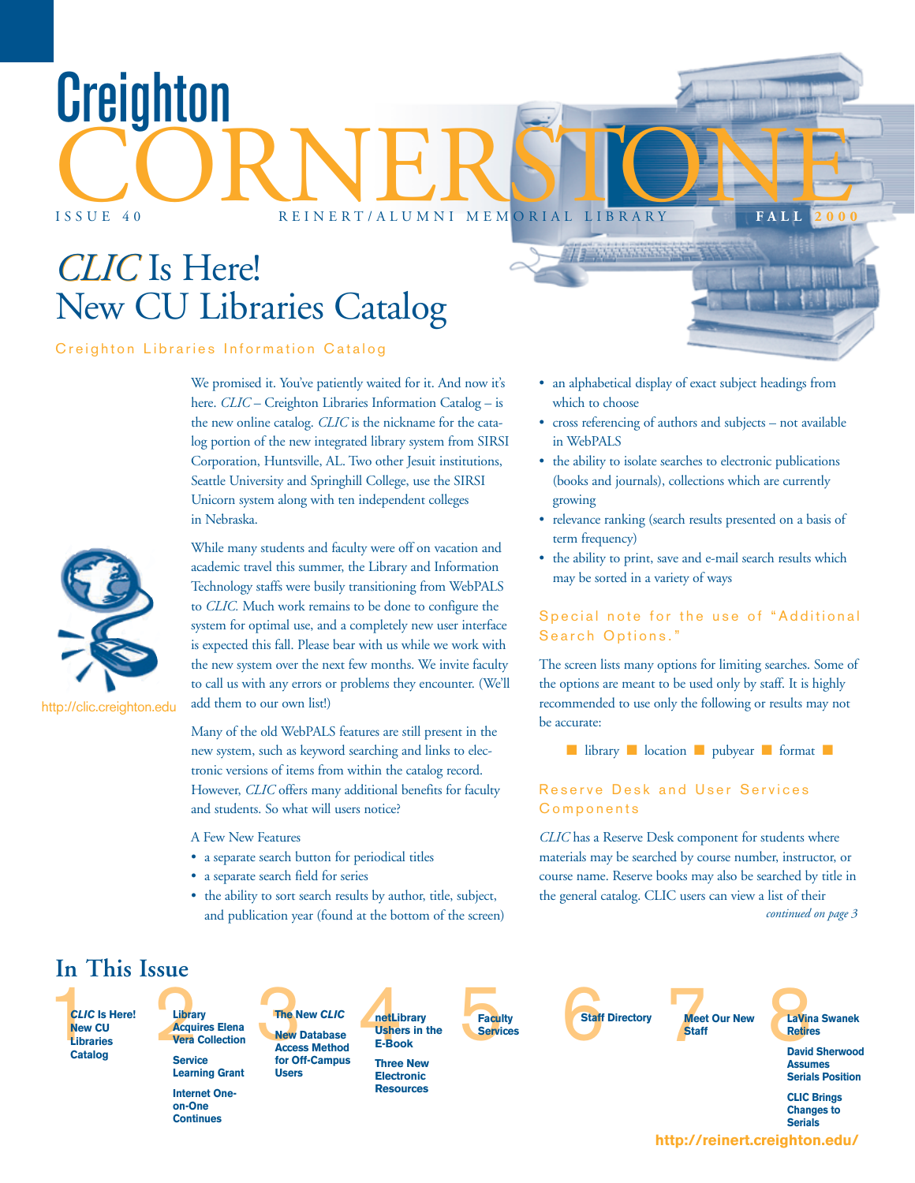# Creighton CORNERSTONE

ISSUE 40 REINERT/ALUMNI MEMORIAL LIBRARY FALL 2000

## *CLIC* Is Here! New CU Libraries Catalog

### Creighton Libraries Information Catalog

http://clic.creighton.edu

We promised it. You've patiently waited for it. And now it's here. *CLIC* – Creighton Libraries Information Catalog – is the new online catalog. *CLIC* is the nickname for the catalog portion of the new integrated library system from SIRSI Corporation, Huntsville, AL. Two other Jesuit institutions, Seattle University and Springhill College, use the SIRSI Unicorn system along with ten independent colleges in Nebraska.

While many students and faculty were off on vacation and academic travel this summer, the Library and Information Technology staffs were busily transitioning from WebPALS to *CLIC.* Much work remains to be done to configure the system for optimal use, and a completely new user interface is expected this fall. Please bear with us while we work with the new system over the next few months. We invite faculty to call us with any errors or problems they encounter. (We'll add them to our own list!)

Many of the old WebPALS features are still present in the new system, such as keyword searching and links to electronic versions of items from within the catalog record. However, *CLIC* offers many additional benefits for faculty and students. So what will users notice?

A Few New Features

- a separate search button for periodical titles
- a separate search field for series
- the ability to sort search results by author, title, subject, and publication year (found at the bottom of the screen)
- an alphabetical display of exact subject headings from which to choose
- cross referencing of authors and subjects – not available in WebPALS
- the ability to isolate searches to electronic publications (books and journals), collections which are currently growing
- relevance ranking (search results presented on a basis of term frequency)
- the ability to print, save and e-mail search results which may be sorted in a variety of ways

### Special note for the use of "Additional Search Options."

The screen lists many options for limiting searches. Some of the options are meant to be used only by staff. It is highly recommended to use only the following or results may not be accurate:

■ library ■ location ■ pubyear ■ format ■

### Reserve Desk and User Services Components

*CLIC* has a Reserve Desk component for students where materials may be searched by course number, instructor, or course name. Reserve books may also be searched by title in the general catalog. CLIC users can view a list of their

*continued on page 3*

## In This Issue

1. *CLIC* Is Here! New CU Libraries Catalog
2. Library Acquires Elena Vera Collection; Service Learning Grant; Internet One-on-One Continues
3. The New *CLIC*; New Database Access Method for Off-Campus Users
4. netLibrary Ushers in the E-Book; Three New Electronic Resources
5. Faculty Services
6. Staff Directory
7. Meet Our New Staff
8. LaVina Swanek Retires; David Sherwood Assumes Serials Position; CLIC Brings Changes to Serials

http://reinert.creighton.edu/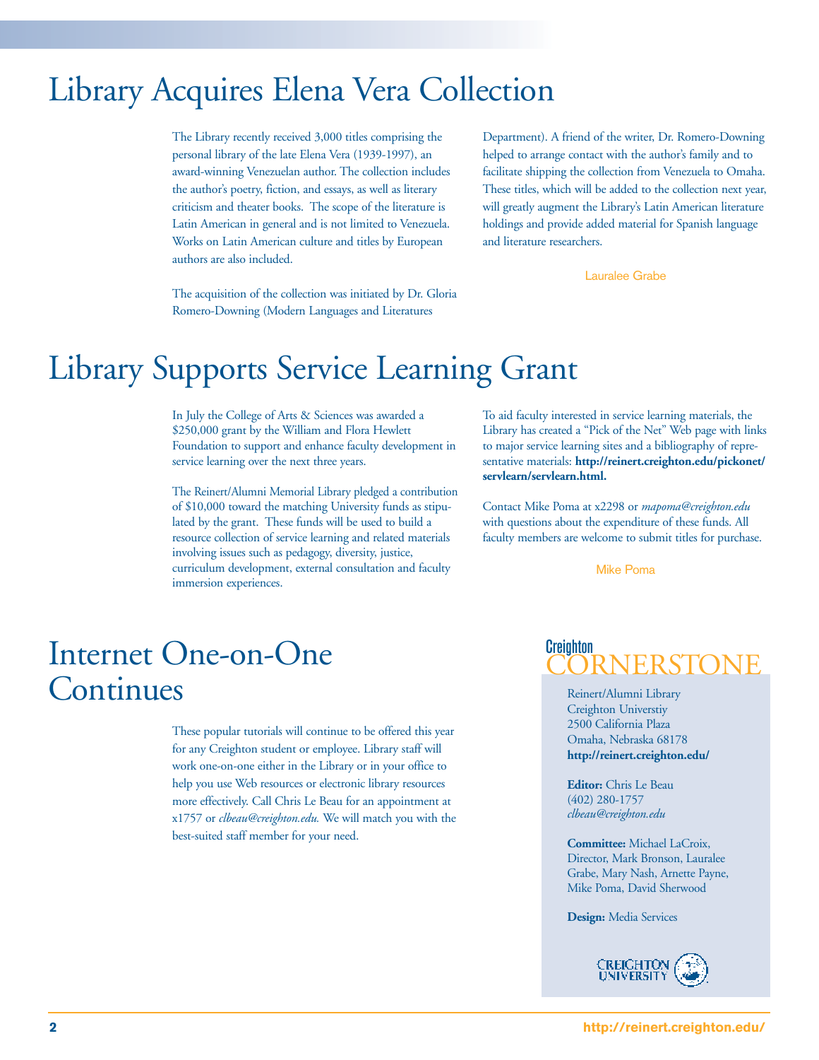# Library Acquires Elena Vera Collection

The Library recently received 3,000 titles comprising the personal library of the late Elena Vera (1939-1997), an award-winning Venezuelan author. The collection includes the author's poetry, fiction, and essays, as well as literary criticism and theater books. The scope of the literature is Latin American in general and is not limited to Venezuela. Works on Latin American culture and titles by European authors are also included.

The acquisition of the collection was initiated by Dr. Gloria Romero-Downing (Modern Languages and Literatures Department). A friend of the writer, Dr. Romero-Downing helped to arrange contact with the author's family and to facilitate shipping the collection from Venezuela to Omaha. These titles, which will be added to the collection next year, will greatly augment the Library's Latin American literature holdings and provide added material for Spanish language and literature researchers.

Lauralee Grabe

# Library Supports Service Learning Grant

In July the College of Arts & Sciences was awarded a $250,000 grant by the William and Flora Hewlett Foundation to support and enhance faculty development in service learning over the next three years.

The Reinert/Alumni Memorial Library pledged a contribution of $10,000 toward the matching University funds as stipulated by the grant. These funds will be used to build a resource collection of service learning and related materials involving issues such as pedagogy, diversity, justice, curriculum development, external consultation and faculty immersion experiences.

To aid faculty interested in service learning materials, the Library has created a "Pick of the Net" Web page with links to major service learning sites and a bibliography of representative materials: **http://reinert.creighton.edu/pickonet/servlearn/servlearn.html.**

Contact Mike Poma at x2298 or *mapoma@creighton.edu* with questions about the expenditure of these funds. All faculty members are welcome to submit titles for purchase.

Mike Poma

# Internet One-on-One Continues

These popular tutorials will continue to be offered this year for any Creighton student or employee. Library staff will work one-on-one either in the Library or in your office to help you use Web resources or electronic library resources more effectively. Call Chris Le Beau for an appointment at x1757 or *clbeau@creighton.edu.* We will match you with the best-suited staff member for your need.

Creighton CORNERSTONE

Reinert/Alumni Library
Creighton Universtiy
2500 California Plaza
Omaha, Nebraska 68178
**http://reinert.creighton.edu/**

**Editor:** Chris Le Beau
(402) 280-1757
*clbeau@creighton.edu*

**Committee:** Michael LaCroix, Director, Mark Bronson, Lauralee Grabe, Mary Nash, Arnette Payne, Mike Poma, David Sherwood

**Design:** Media Services

CREIGHTON UNIVERSITY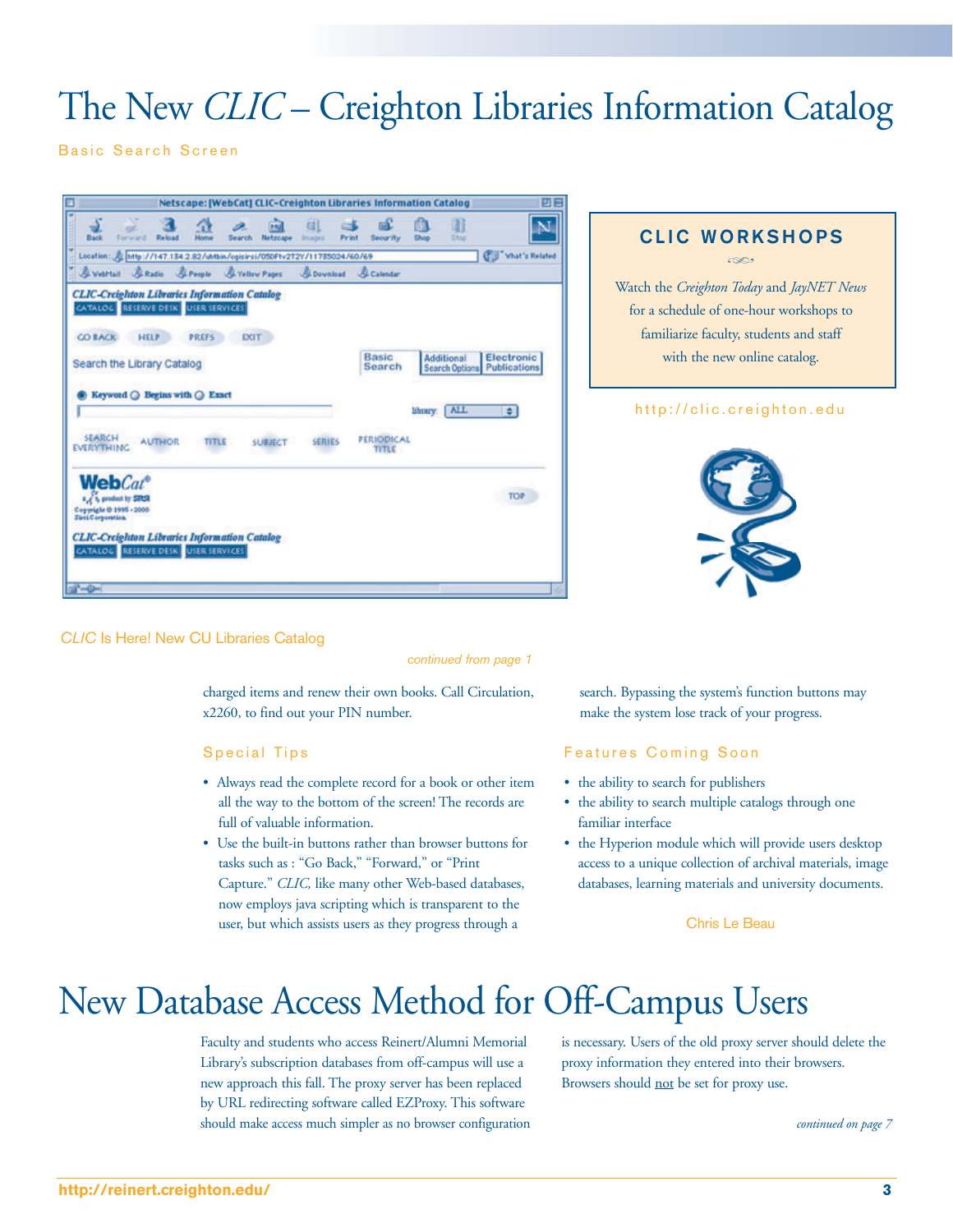# The New *CLIC* – Creighton Libraries Information Catalog

Basic Search Screen

## CLIC WORKSHOPS

Watch the *Creighton Today* and *JayNET News* for a schedule of one-hour workshops to familiarize faculty, students and staff with the new online catalog.

http://clic.creighton.edu

### *CLIC* Is Here! New CU Libraries Catalog

*continued from page 1*

charged items and renew their own books. Call Circulation, x2260, to find out your PIN number.

#### Special Tips

- Always read the complete record for a book or other item all the way to the bottom of the screen! The records are full of valuable information.
- Use the built-in buttons rather than browser buttons for tasks such as : "Go Back," "Forward," or "Print Capture." *CLIC,* like many other Web-based databases, now employs java scripting which is transparent to the user, but which assists users as they progress through a search. Bypassing the system's function buttons may make the system lose track of your progress.

#### Features Coming Soon

- the ability to search for publishers
- the ability to search multiple catalogs through one familiar interface
- the Hyperion module which will provide users desktop access to a unique collection of archival materials, image databases, learning materials and university documents.

Chris Le Beau

# New Database Access Method for Off-Campus Users

Faculty and students who access Reinert/Alumni Memorial Library's subscription databases from off-campus will use a new approach this fall. The proxy server has been replaced by URL redirecting software called EZProxy. This software should make access much simpler as no browser configuration is necessary. Users of the old proxy server should delete the proxy information they entered into their browsers. Browsers should not be set for proxy use.

*continued on page 7*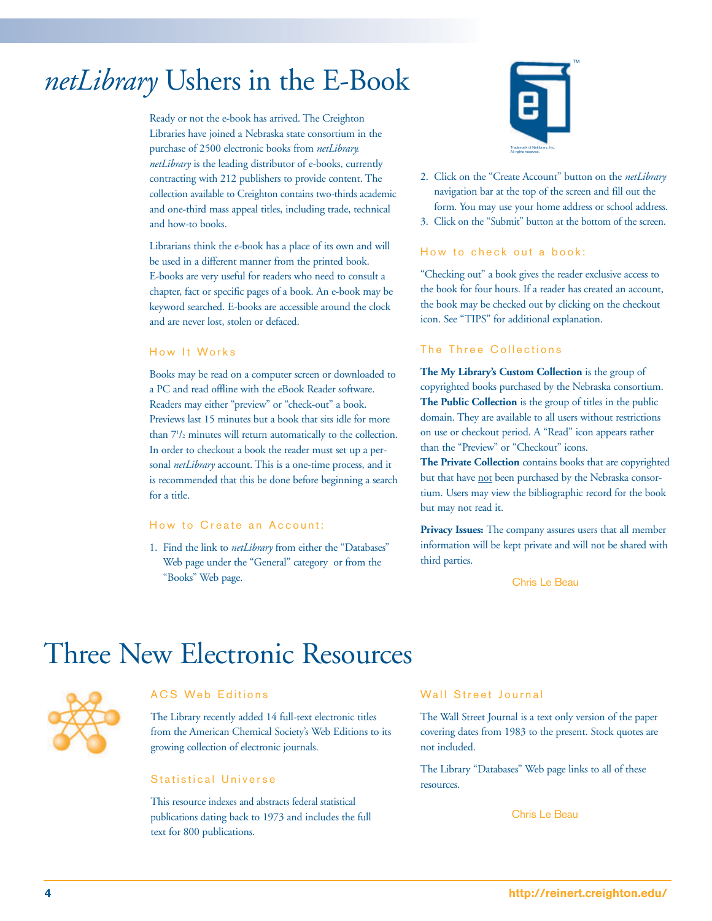# *netLibrary* Ushers in the E-Book

Ready or not the e-book has arrived. The Creighton Libraries have joined a Nebraska state consortium in the purchase of 2500 electronic books from *netLibrary. netLibrary* is the leading distributor of e-books, currently contracting with 212 publishers to provide content. The collection available to Creighton contains two-thirds academic and one-third mass appeal titles, including trade, technical and how-to books.

Librarians think the e-book has a place of its own and will be used in a different manner from the printed book. E-books are very useful for readers who need to consult a chapter, fact or specific pages of a book. An e-book may be keyword searched. E-books are accessible around the clock and are never lost, stolen or defaced.

### How It Works

Books may be read on a computer screen or downloaded to a PC and read offline with the eBook Reader software. Readers may either "preview" or "check-out" a book. Previews last 15 minutes but a book that sits idle for more than 7 1/2 minutes will return automatically to the collection. In order to checkout a book the reader must set up a personal *netLibrary* account. This is a one-time process, and it is recommended that this be done before beginning a search for a title.

### How to Create an Account:

1. Find the link to *netLibrary* from either the "Databases" Web page under the "General" category or from the "Books" Web page.
2. Click on the "Create Account" button on the *netLibrary* navigation bar at the top of the screen and fill out the form. You may use your home address or school address.
3. Click on the "Submit" button at the bottom of the screen.

### How to check out a book:

"Checking out" a book gives the reader exclusive access to the book for four hours. If a reader has created an account, the book may be checked out by clicking on the checkout icon. See "TIPS" for additional explanation.

### The Three Collections

**The My Library's Custom Collection** is the group of copyrighted books purchased by the Nebraska consortium.
**The Public Collection** is the group of titles in the public domain. They are available to all users without restrictions on use or checkout period. A "Read" icon appears rather than the "Preview" or "Checkout" icons.
**The Private Collection** contains books that are copyrighted but that have not been purchased by the Nebraska consortium. Users may view the bibliographic record for the book but may not read it.

**Privacy Issues:** The company assures users that all member information will be kept private and will not be shared with third parties.

Chris Le Beau

# Three New Electronic Resources

### ACS Web Editions

The Library recently added 14 full-text electronic titles from the American Chemical Society's Web Editions to its growing collection of electronic journals.

### Statistical Universe

This resource indexes and abstracts federal statistical publications dating back to 1973 and includes the full text for 800 publications.

### Wall Street Journal

The Wall Street Journal is a text only version of the paper covering dates from 1983 to the present. Stock quotes are not included.

The Library "Databases" Web page links to all of these resources.

Chris Le Beau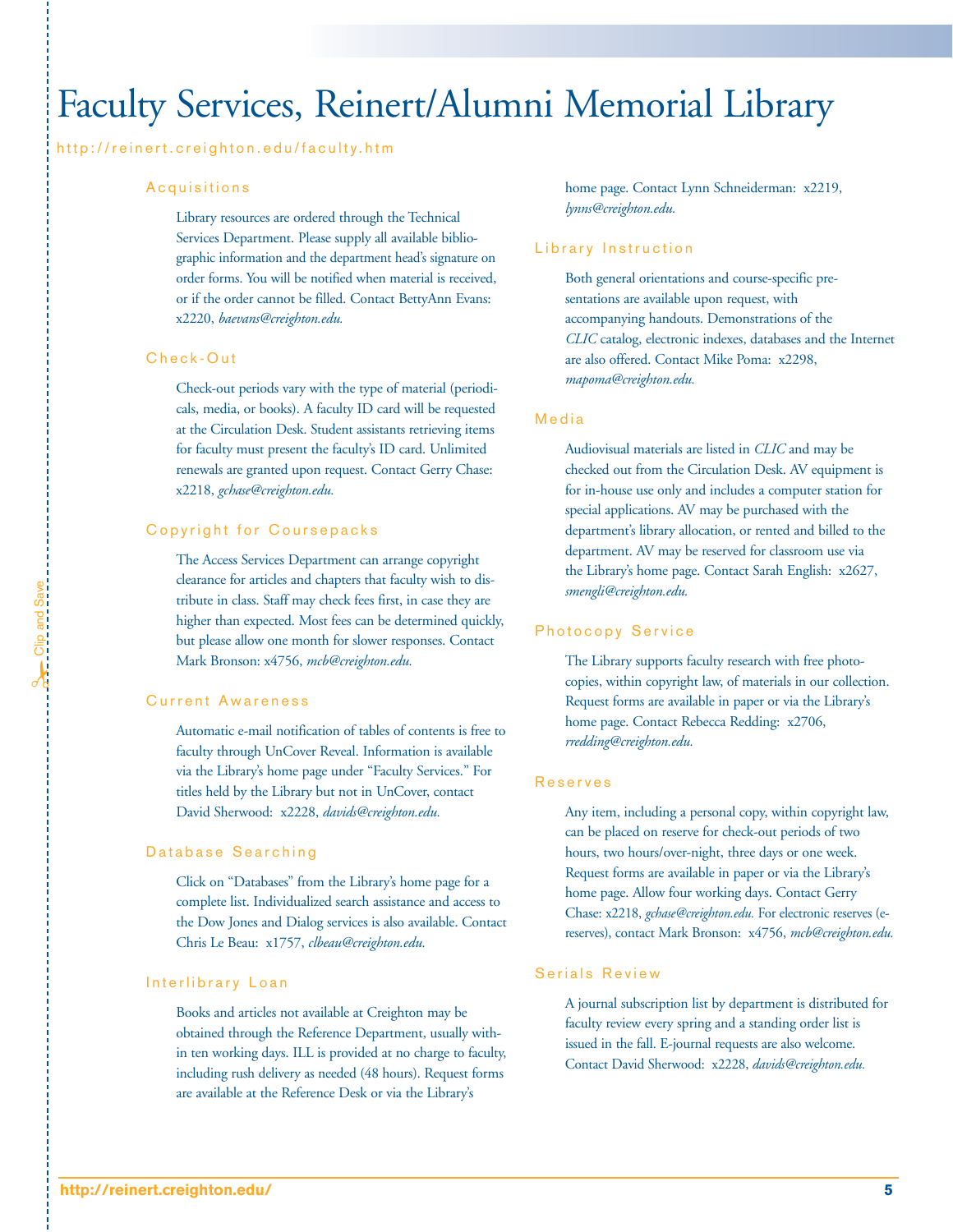# Faculty Services, Reinert/Alumni Memorial Library

http://reinert.creighton.edu/faculty.htm

## Acquisitions

Library resources are ordered through the Technical Services Department. Please supply all available bibliographic information and the department head's signature on order forms. You will be notified when material is received, or if the order cannot be filled. Contact BettyAnn Evans: x2220, *baevans@creighton.edu.*

## Check-Out

Check-out periods vary with the type of material (periodicals, media, or books). A faculty ID card will be requested at the Circulation Desk. Student assistants retrieving items for faculty must present the faculty's ID card. Unlimited renewals are granted upon request. Contact Gerry Chase: x2218, *gchase@creighton.edu.*

## Copyright for Coursepacks

The Access Services Department can arrange copyright clearance for articles and chapters that faculty wish to distribute in class. Staff may check fees first, in case they are higher than expected. Most fees can be determined quickly, but please allow one month for slower responses. Contact Mark Bronson: x4756, *mcb@creighton.edu.*

## Current Awareness

Automatic e-mail notification of tables of contents is free to faculty through UnCover Reveal. Information is available via the Library's home page under "Faculty Services." For titles held by the Library but not in UnCover, contact David Sherwood: x2228, *davids@creighton.edu.*

## Database Searching

Click on "Databases" from the Library's home page for a complete list. Individualized search assistance and access to the Dow Jones and Dialog services is also available. Contact Chris Le Beau: x1757, *clbeau@creighton.edu.*

## Interlibrary Loan

Books and articles not available at Creighton may be obtained through the Reference Department, usually within ten working days. ILL is provided at no charge to faculty, including rush delivery as needed (48 hours). Request forms are available at the Reference Desk or via the Library's home page. Contact Lynn Schneiderman: x2219, *lynns@creighton.edu.*

## Library Instruction

Both general orientations and course-specific presentations are available upon request, with accompanying handouts. Demonstrations of the *CLIC* catalog, electronic indexes, databases and the Internet are also offered. Contact Mike Poma: x2298, *mapoma@creighton.edu.*

## Media

Audiovisual materials are listed in *CLIC* and may be checked out from the Circulation Desk. AV equipment is for in-house use only and includes a computer station for special applications. AV may be purchased with the department's library allocation, or rented and billed to the department. AV may be reserved for classroom use via the Library's home page. Contact Sarah English: x2627, *smengli@creighton.edu.*

## Photocopy Service

The Library supports faculty research with free photocopies, within copyright law, of materials in our collection. Request forms are available in paper or via the Library's home page. Contact Rebecca Redding: x2706, *rredding@creighton.edu.*

## Reserves

Any item, including a personal copy, within copyright law, can be placed on reserve for check-out periods of two hours, two hours/over-night, three days or one week. Request forms are available in paper or via the Library's home page. Allow four working days. Contact Gerry Chase: x2218, *gchase@creighton.edu.* For electronic reserves (e-reserves), contact Mark Bronson: x4756, *mcb@creighton.edu.*

## Serials Review

A journal subscription list by department is distributed for faculty review every spring and a standing order list is issued in the fall. E-journal requests are also welcome. Contact David Sherwood: x2228, *davids@creighton.edu.*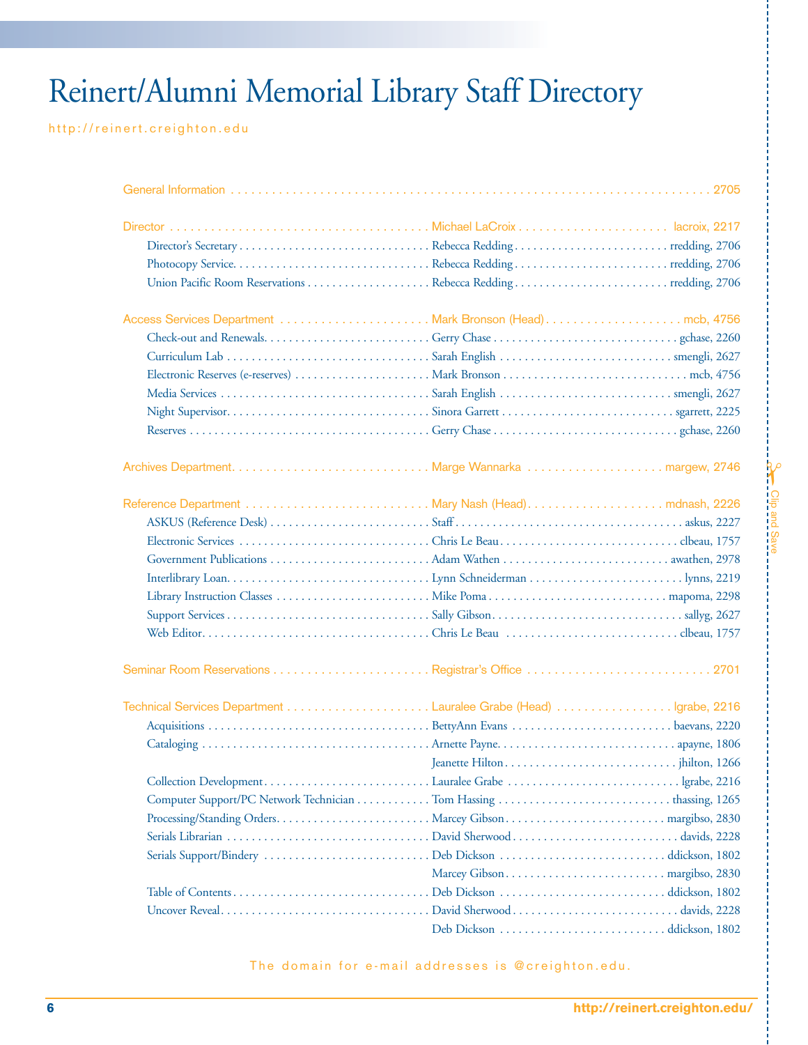# Reinert/Alumni Memorial Library Staff Directory

http://reinert.creighton.edu

| Service | Contact | E-mail, Phone |
|---|---|---|
| **General Information** | | 2705 |
| **Director** | Michael LaCroix | lacroix, 2217 |
| Director's Secretary | Rebecca Redding | rredding, 2706 |
| Photocopy Service | Rebecca Redding | rredding, 2706 |
| Union Pacific Room Reservations | Rebecca Redding | rredding, 2706 |
| **Access Services Department** | Mark Bronson (Head) | mcb, 4756 |
| Check-out and Renewals | Gerry Chase | gchase, 2260 |
| Curriculum Lab | Sarah English | smengli, 2627 |
| Electronic Reserves (e-reserves) | Mark Bronson | mcb, 4756 |
| Media Services | Sarah English | smengli, 2627 |
| Night Supervisor | Sinora Garrett | sgarrett, 2225 |
| Reserves | Gerry Chase | gchase, 2260 |
| **Archives Department** | Marge Wannarka | margew, 2746 |
| **Reference Department** | Mary Nash (Head) | mdnash, 2226 |
| ASKUS (Reference Desk) | Staff | askus, 2227 |
| Electronic Services | Chris Le Beau | clbeau, 1757 |
| Government Publications | Adam Wathen | awathen, 2978 |
| Interlibrary Loan | Lynn Schneiderman | lynns, 2219 |
| Library Instruction Classes | Mike Poma | mapoma, 2298 |
| Support Services | Sally Gibson | sallyg, 2627 |
| Web Editor | Chris Le Beau | clbeau, 1757 |
| **Seminar Room Reservations** | Registrar's Office | 2701 |
| **Technical Services Department** | Lauralee Grabe (Head) | lgrabe, 2216 |
| Acquisitions | BettyAnn Evans | baevans, 2220 |
| Cataloging | Arnette Payne | apayne, 1806 |
| | Jeanette Hilton | jhilton, 1266 |
| Collection Development | Lauralee Grabe | lgrabe, 2216 |
| Computer Support/PC Network Technician | Tom Hassing | thassing, 1265 |
| Processing/Standing Orders | Marcey Gibson | margibso, 2830 |
| Serials Librarian | David Sherwood | davids, 2228 |
| Serials Support/Bindery | Deb Dickson | ddickson, 1802 |
| | Marcey Gibson | margibso, 2830 |
| Table of Contents | Deb Dickson | ddickson, 1802 |
| Uncover Reveal | David Sherwood | davids, 2228 |
| | Deb Dickson | ddickson, 1802 |

The domain for e-mail addresses is @creighton.edu.

Clip and Save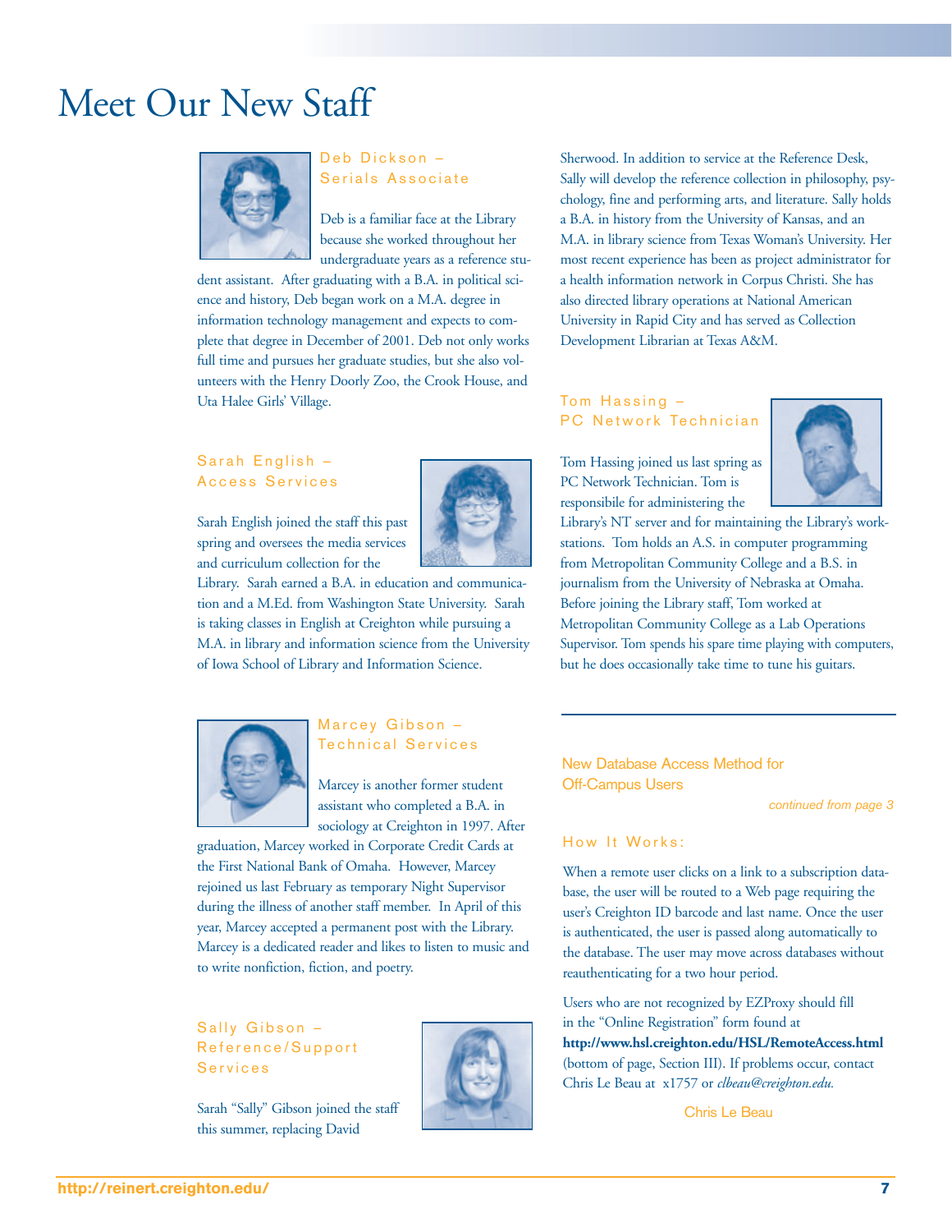# Meet Our New Staff

### Deb Dickson – Serials Associate

Deb is a familiar face at the Library because she worked throughout her undergraduate years as a reference student assistant. After graduating with a B.A. in political science and history, Deb began work on a M.A. degree in information technology management and expects to complete that degree in December of 2001. Deb not only works full time and pursues her graduate studies, but she also volunteers with the Henry Doorly Zoo, the Crook House, and Uta Halee Girls' Village.

### Sarah English – Access Services

Sarah English joined the staff this past spring and oversees the media services and curriculum collection for the Library. Sarah earned a B.A. in education and communication and a M.Ed. from Washington State University. Sarah is taking classes in English at Creighton while pursuing a M.A. in library and information science from the University of Iowa School of Library and Information Science.

### Marcey Gibson – Technical Services

Marcey is another former student assistant who completed a B.A. in sociology at Creighton in 1997. After graduation, Marcey worked in Corporate Credit Cards at the First National Bank of Omaha. However, Marcey rejoined us last February as temporary Night Supervisor during the illness of another staff member. In April of this year, Marcey accepted a permanent post with the Library. Marcey is a dedicated reader and likes to listen to music and to write nonfiction, fiction, and poetry.

### Sally Gibson – Reference/Support Services

Sarah "Sally" Gibson joined the staff this summer, replacing David Sherwood. In addition to service at the Reference Desk, Sally will develop the reference collection in philosophy, psychology, fine and performing arts, and literature. Sally holds a B.A. in history from the University of Kansas, and an M.A. in library science from Texas Woman's University. Her most recent experience has been as project administrator for a health information network in Corpus Christi. She has also directed library operations at National American University in Rapid City and has served as Collection Development Librarian at Texas A&M.

### Tom Hassing – PC Network Technician

Tom Hassing joined us last spring as PC Network Technician. Tom is responsibile for administering the Library's NT server and for maintaining the Library's workstations. Tom holds an A.S. in computer programming from Metropolitan Community College and a B.S. in journalism from the University of Nebraska at Omaha. Before joining the Library staff, Tom worked at Metropolitan Community College as a Lab Operations Supervisor. Tom spends his spare time playing with computers, but he does occasionally take time to tune his guitars.

---

## New Database Access Method for Off-Campus Users

*continued from page 3*

### How It Works:

When a remote user clicks on a link to a subscription database, the user will be routed to a Web page requiring the user's Creighton ID barcode and last name. Once the user is authenticated, the user is passed along automatically to the database. The user may move across databases without reauthenticating for a two hour period.

Users who are not recognized by EZProxy should fill in the "Online Registration" form found at **http://www.hsl.creighton.edu/HSL/RemoteAccess.html** (bottom of page, Section III). If problems occur, contact Chris Le Beau at x1757 or *clbeau@creighton.edu.*

Chris Le Beau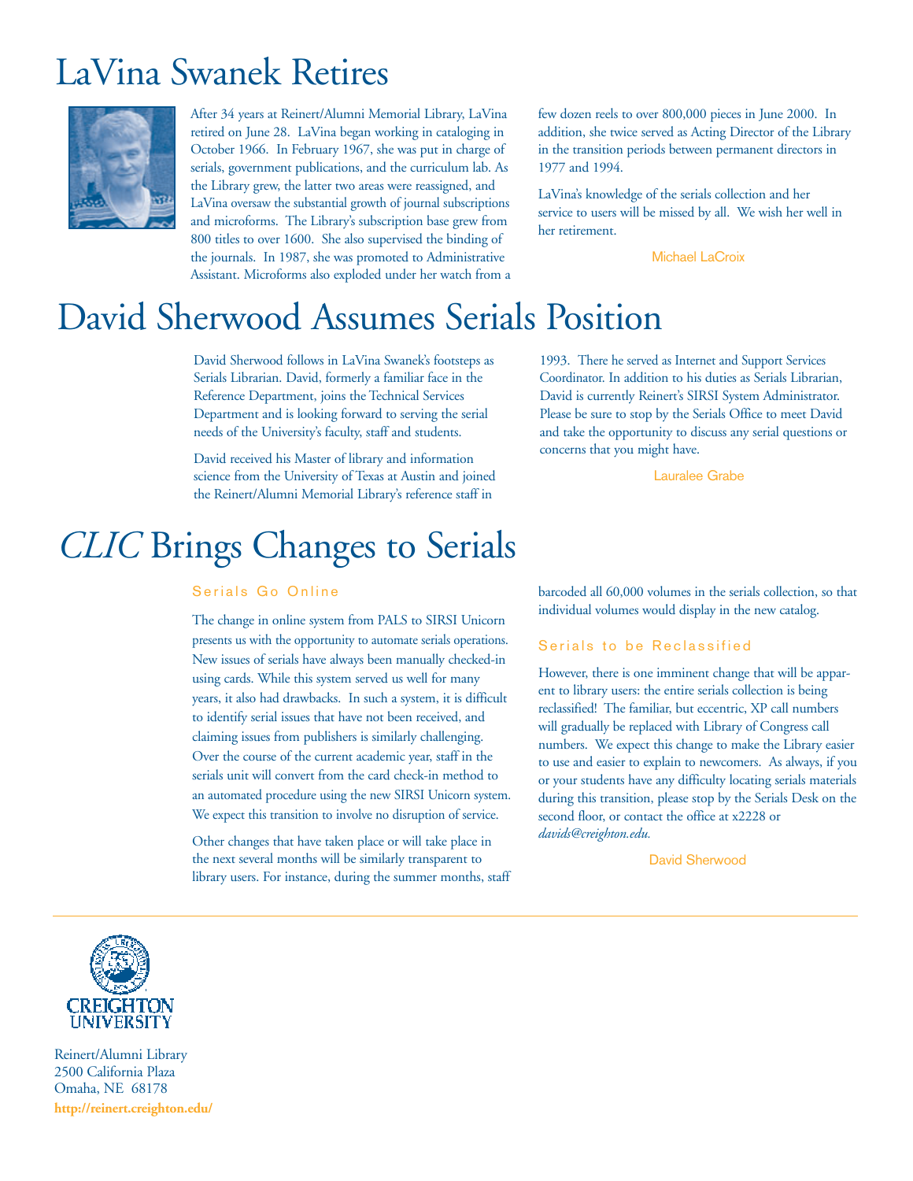# LaVina Swanek Retires

After 34 years at Reinert/Alumni Memorial Library, LaVina retired on June 28. LaVina began working in cataloging in October 1966. In February 1967, she was put in charge of serials, government publications, and the curriculum lab. As the Library grew, the latter two areas were reassigned, and LaVina oversaw the substantial growth of journal subscriptions and microforms. The Library's subscription base grew from 800 titles to over 1600. She also supervised the binding of the journals. In 1987, she was promoted to Administrative Assistant. Microforms also exploded under her watch from a few dozen reels to over 800,000 pieces in June 2000. In addition, she twice served as Acting Director of the Library in the transition periods between permanent directors in 1977 and 1994.

LaVina's knowledge of the serials collection and her service to users will be missed by all. We wish her well in her retirement.

Michael LaCroix

# David Sherwood Assumes Serials Position

David Sherwood follows in LaVina Swanek's footsteps as Serials Librarian. David, formerly a familiar face in the Reference Department, joins the Technical Services Department and is looking forward to serving the serial needs of the University's faculty, staff and students.

David received his Master of library and information science from the University of Texas at Austin and joined the Reinert/Alumni Memorial Library's reference staff in 1993. There he served as Internet and Support Services Coordinator. In addition to his duties as Serials Librarian, David is currently Reinert's SIRSI System Administrator. Please be sure to stop by the Serials Office to meet David and take the opportunity to discuss any serial questions or concerns that you might have.

Lauralee Grabe

# *CLIC* Brings Changes to Serials

## Serials Go Online

The change in online system from PALS to SIRSI Unicorn presents us with the opportunity to automate serials operations. New issues of serials have always been manually checked-in using cards. While this system served us well for many years, it also had drawbacks. In such a system, it is difficult to identify serial issues that have not been received, and claiming issues from publishers is similarly challenging. Over the course of the current academic year, staff in the serials unit will convert from the card check-in method to an automated procedure using the new SIRSI Unicorn system. We expect this transition to involve no disruption of service.

Other changes that have taken place or will take place in the next several months will be similarly transparent to library users. For instance, during the summer months, staff barcoded all 60,000 volumes in the serials collection, so that individual volumes would display in the new catalog.

## Serials to be Reclassified

However, there is one imminent change that will be apparent to library users: the entire serials collection is being reclassified! The familiar, but eccentric, XP call numbers will gradually be replaced with Library of Congress call numbers. We expect this change to make the Library easier to use and easier to explain to newcomers. As always, if you or your students have any difficulty locating serials materials during this transition, please stop by the Serials Desk on the second floor, or contact the office at x2228 or *davids@creighton.edu.*

David Sherwood

CREIGHTON UNIVERSITY

Reinert/Alumni Library
2500 California Plaza
Omaha, NE 68178

**http://reinert.creighton.edu/**